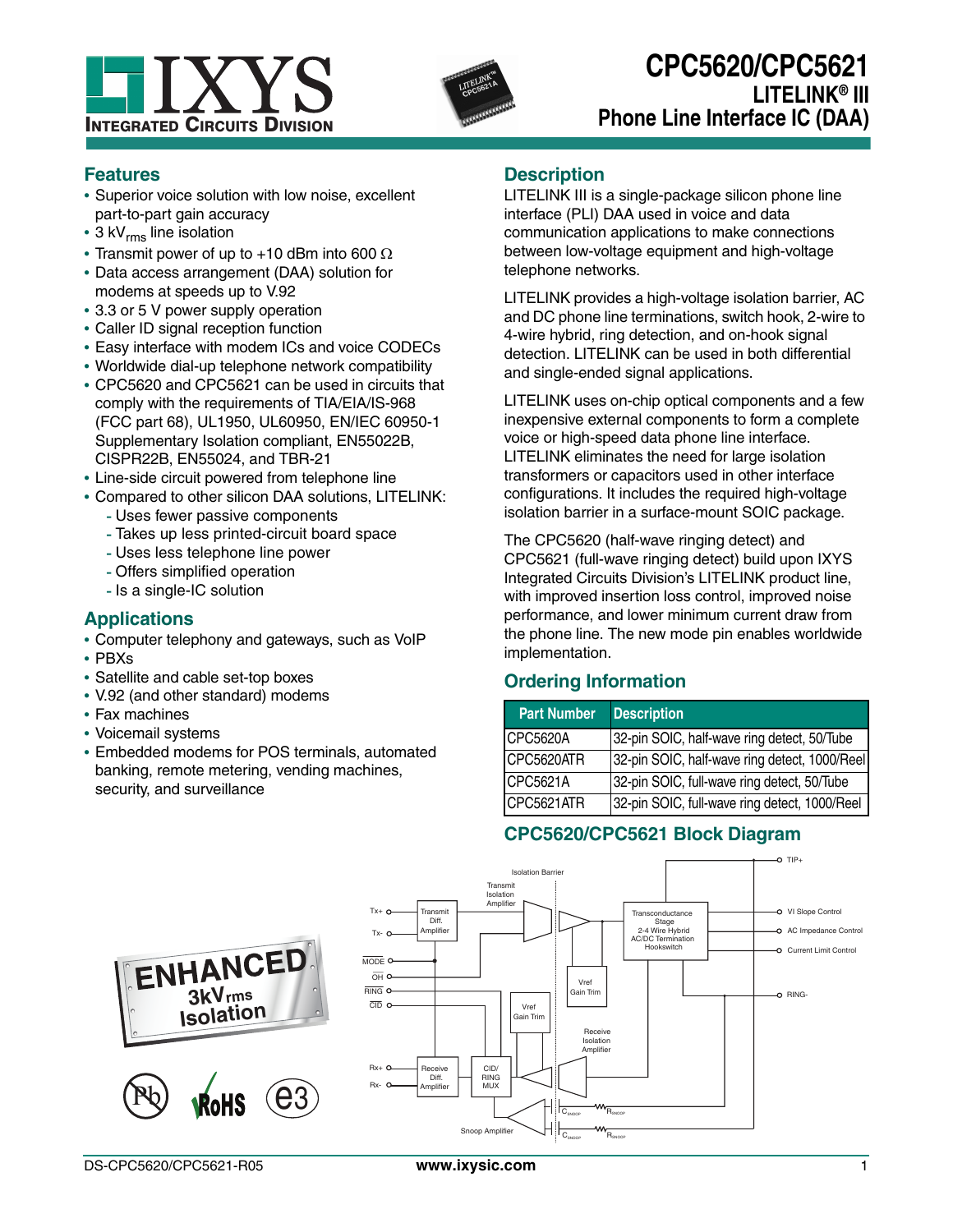# CPC5620/CPC5621

## LITELINK® III

## Phone Line Interface IC (DAA)

## Features

- Superior voice solution with low noise, excellent part-to-part gain accuracy
- 3 $kV_{rms}$ line isolation
- Transmit power of up to +10 dBm into 600 Ω
- Data access arrangement (DAA) solution for modems at speeds up to V.92
- 3.3 or 5 V power supply operation
- Caller ID signal reception function
- Easy interface with modem ICs and voice CODECs
- Worldwide dial-up telephone network compatibility
- CPC5620 and CPC5621 can be used in circuits that comply with the requirements of TIA/EIA/IS-968 (FCC part 68), UL1950, UL60950, EN/IEC 60950-1 Supplementary Isolation compliant, EN55022B, CISPR22B, EN55024, and TBR-21
- Line-side circuit powered from telephone line
- Compared to other silicon DAA solutions, LITELINK:
  - Uses fewer passive components
  - Takes up less printed-circuit board space
  - Uses less telephone line power
  - Offers simplified operation
  - Is a single-IC solution

## Applications

- Computer telephony and gateways, such as VoIP
- PBXs
- Satellite and cable set-top boxes
- V.92 (and other standard) modems
- Fax machines
- Voicemail systems
- Embedded modems for POS terminals, automated banking, remote metering, vending machines, security, and surveillance

## Description

LITELINK III is a single-package silicon phone line interface (PLI) DAA used in voice and data communication applications to make connections between low-voltage equipment and high-voltage telephone networks.

LITELINK provides a high-voltage isolation barrier, AC and DC phone line terminations, switch hook, 2-wire to 4-wire hybrid, ring detection, and on-hook signal detection. LITELINK can be used in both differential and single-ended signal applications.

LITELINK uses on-chip optical components and a few inexpensive external components to form a complete voice or high-speed data phone line interface. LITELINK eliminates the need for large isolation transformers or capacitors used in other interface configurations. It includes the required high-voltage isolation barrier in a surface-mount SOIC package.

The CPC5620 (half-wave ringing detect) and CPC5621 (full-wave ringing detect) build upon IXYS Integrated Circuits Division's LITELINK product line, with improved insertion loss control, improved noise performance, and lower minimum current draw from the phone line. The new mode pin enables worldwide implementation.

## Ordering Information

| Part Number | Description |
|---|---|
| CPC5620A | 32-pin SOIC, half-wave ring detect, 50/Tube |
| CPC5620ATR | 32-pin SOIC, half-wave ring detect, 1000/Reel |
| CPC5621A | 32-pin SOIC, full-wave ring detect, 50/Tube |
| CPC5621ATR | 32-pin SOIC, full-wave ring detect, 1000/Reel |

## CPC5620/CPC5621 Block Diagram

ENHANCED 3kVrms Isolation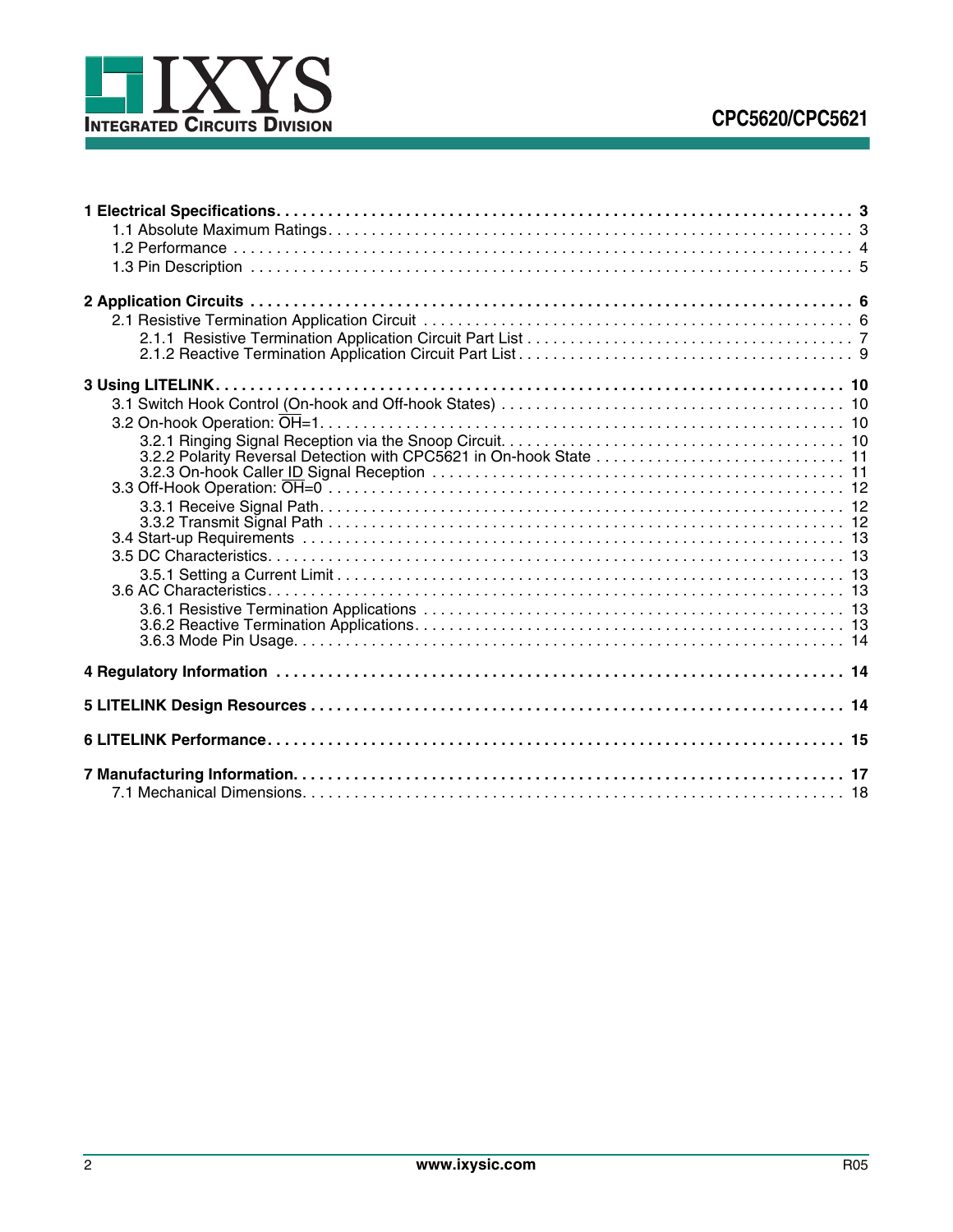**1 Electrical Specifications. . . . . . . . . . . . . . . . . . . . . . . . . . . . . . . . . . . . . . . . . . . . . . . . . . . . . . . . . 3**

1.1 Absolute Maximum Ratings. . . . . . . . . . . . . . . . . . . . . . . . . . . . . . . . . . . . . . . . . . . . . . . . . . . . . . . 3
1.2 Performance . . . . . . . . . . . . . . . . . . . . . . . . . . . . . . . . . . . . . . . . . . . . . . . . . . . . . . . . . . . . . . . . 4
1.3 Pin Description . . . . . . . . . . . . . . . . . . . . . . . . . . . . . . . . . . . . . . . . . . . . . . . . . . . . . . . . . . . . . . 5

**2 Application Circuits . . . . . . . . . . . . . . . . . . . . . . . . . . . . . . . . . . . . . . . . . . . . . . . . . . . . . . . . . . 6**

2.1 Resistive Termination Application Circuit . . . . . . . . . . . . . . . . . . . . . . . . . . . . . . . . . . . . . . . . . . . 6
2.1.1 Resistive Termination Application Circuit Part List . . . . . . . . . . . . . . . . . . . . . . . . . . . . . . . . . . 7
2.1.2 Reactive Termination Application Circuit Part List . . . . . . . . . . . . . . . . . . . . . . . . . . . . . . . . . . 9

**3 Using LITELINK. . . . . . . . . . . . . . . . . . . . . . . . . . . . . . . . . . . . . . . . . . . . . . . . . . . . . . . . . . . . . 10**

3.1 Switch Hook Control (On-hook and Off-hook States) . . . . . . . . . . . . . . . . . . . . . . . . . . . . . . . . . . . 10
3.2 On-hook Operation: $\overline{OH}$=1. . . . . . . . . . . . . . . . . . . . . . . . . . . . . . . . . . . . . . . . . . . . . . . . . . . . . . . 10
3.2.1 Ringing Signal Reception via the Snoop Circuit. . . . . . . . . . . . . . . . . . . . . . . . . . . . . . . . . . . . 10
3.2.2 Polarity Reversal Detection with CPC5621 in On-hook State . . . . . . . . . . . . . . . . . . . . . . . . . . 11
3.2.3 On-hook Caller ID Signal Reception . . . . . . . . . . . . . . . . . . . . . . . . . . . . . . . . . . . . . . . . . . . . 11
3.3 Off-Hook Operation: $\overline{OH}$=0 . . . . . . . . . . . . . . . . . . . . . . . . . . . . . . . . . . . . . . . . . . . . . . . . . . . . . . 12
3.3.1 Receive Signal Path. . . . . . . . . . . . . . . . . . . . . . . . . . . . . . . . . . . . . . . . . . . . . . . . . . . . . . . . 12
3.3.2 Transmit Signal Path . . . . . . . . . . . . . . . . . . . . . . . . . . . . . . . . . . . . . . . . . . . . . . . . . . . . . . . 12
3.4 Start-up Requirements . . . . . . . . . . . . . . . . . . . . . . . . . . . . . . . . . . . . . . . . . . . . . . . . . . . . . . . . . 13
3.5 DC Characteristics. . . . . . . . . . . . . . . . . . . . . . . . . . . . . . . . . . . . . . . . . . . . . . . . . . . . . . . . . . . . 13
3.5.1 Setting a Current Limit . . . . . . . . . . . . . . . . . . . . . . . . . . . . . . . . . . . . . . . . . . . . . . . . . . . . . . 13
3.6 AC Characteristics. . . . . . . . . . . . . . . . . . . . . . . . . . . . . . . . . . . . . . . . . . . . . . . . . . . . . . . . . . . . 13
3.6.1 Resistive Termination Applications . . . . . . . . . . . . . . . . . . . . . . . . . . . . . . . . . . . . . . . . . . . . . 13
3.6.2 Reactive Termination Applications. . . . . . . . . . . . . . . . . . . . . . . . . . . . . . . . . . . . . . . . . . . . . . 13
3.6.3 Mode Pin Usage. . . . . . . . . . . . . . . . . . . . . . . . . . . . . . . . . . . . . . . . . . . . . . . . . . . . . . . . . . . 14

**4 Regulatory Information . . . . . . . . . . . . . . . . . . . . . . . . . . . . . . . . . . . . . . . . . . . . . . . . . . . . . . . 14**

**5 LITELINK Design Resources . . . . . . . . . . . . . . . . . . . . . . . . . . . . . . . . . . . . . . . . . . . . . . . . . . . 14**

**6 LITELINK Performance. . . . . . . . . . . . . . . . . . . . . . . . . . . . . . . . . . . . . . . . . . . . . . . . . . . . . . . 15**

**7 Manufacturing Information. . . . . . . . . . . . . . . . . . . . . . . . . . . . . . . . . . . . . . . . . . . . . . . . . . . . . 17**

7.1 Mechanical Dimensions. . . . . . . . . . . . . . . . . . . . . . . . . . . . . . . . . . . . . . . . . . . . . . . . . . . . . . . . 18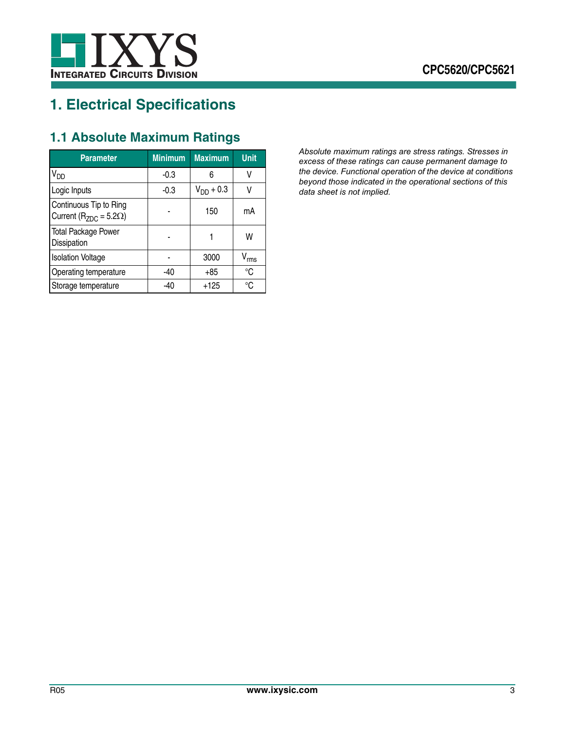# 1. Electrical Specifications

## 1.1 Absolute Maximum Ratings

| Parameter | Minimum | Maximum | Unit |
|---|---|---|---|
| $V_{DD}$ | -0.3 | 6 | V |
| Logic Inputs | -0.3 | $V_{DD}$ + 0.3 | V |
| Continuous Tip to Ring Current ($R_{ZDC}$ = 5.2Ω) | - | 150 | mA |
| Total Package Power Dissipation | - | 1 | W |
| Isolation Voltage | - | 3000 | $V_{rms}$ |
| Operating temperature | -40 | +85 | °C |
| Storage temperature | -40 | +125 | °C |

*Absolute maximum ratings are stress ratings. Stresses in excess of these ratings can cause permanent damage to the device. Functional operation of the device at conditions beyond those indicated in the operational sections of this data sheet is not implied.*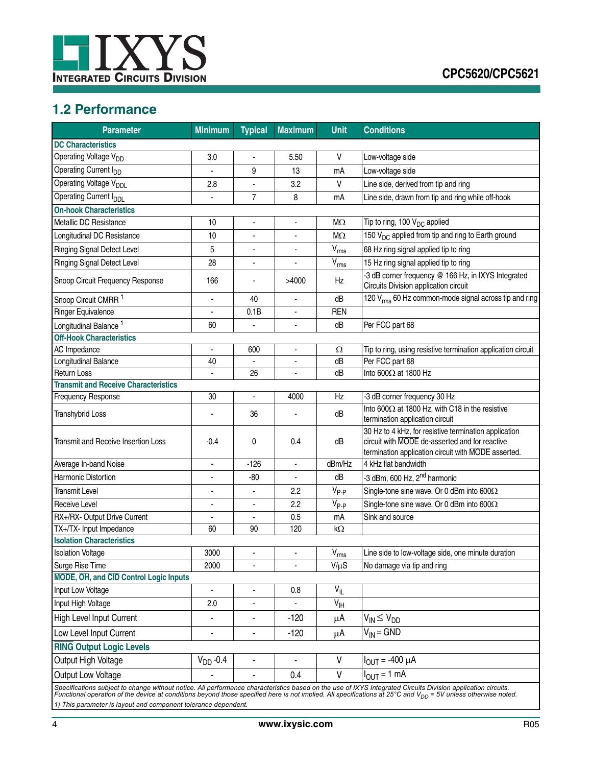## 1.2 Performance

| Parameter | Minimum | Typical | Maximum | Unit | Conditions |
|---|---|---|---|---|---|
| **DC Characteristics** | | | | | |
| Operating Voltage $V_{DD}$ | 3.0 | - | 5.50 | V | Low-voltage side |
| Operating Current $I_{DD}$ | - | 9 | 13 | mA | Low-voltage side |
| Operating Voltage $V_{DDL}$ | 2.8 | - | 3.2 | V | Line side, derived from tip and ring |
| Operating Current $I_{DDL}$ | - | 7 | 8 | mA | Line side, drawn from tip and ring while off-hook |
| **On-hook Characteristics** | | | | | |
| Metallic DC Resistance | 10 | - | - | MΩ | Tip to ring, 100 $V_{DC}$ applied |
| Longitudinal DC Resistance | 10 | - | - | MΩ | 150 $V_{DC}$ applied from tip and ring to Earth ground |
| Ringing Signal Detect Level | 5 | - | - | $V_{rms}$ | 68 Hz ring signal applied tip to ring |
| Ringing Signal Detect Level | 28 | - | - | $V_{rms}$ | 15 Hz ring signal applied tip to ring |
| Snoop Circuit Frequency Response | 166 | - | >4000 | Hz | -3 dB corner frequency @ 166 Hz, in IXYS Integrated Circuits Division application circuit |
| Snoop Circuit CMRR [1] | - | 40 | - | dB | 120 $V_{rms}$ 60 Hz common-mode signal across tip and ring |
| Ringer Equivalence | - | 0.1B | - | REN | |
| Longitudinal Balance [1] | 60 | - | - | dB | Per FCC part 68 |
| **Off-Hook Characteristics** | | | | | |
| AC Impedance | - | 600 | - | Ω | Tip to ring, using resistive termination application circuit |
| Longitudinal Balance | 40 | - | - | dB | Per FCC part 68 |
| Return Loss | - | 26 | - | dB | Into 600Ω at 1800 Hz |
| **Transmit and Receive Characteristics** | | | | | |
| Frequency Response | 30 | - | 4000 | Hz | -3 dB corner frequency 30 Hz |
| Transhybrid Loss | - | 36 | - | dB | Into 600Ω at 1800 Hz, with C18 in the resistive termination application circuit |
| Transmit and Receive Insertion Loss | -0.4 | 0 | 0.4 | dB | 30 Hz to 4 kHz, for resistive termination application circuit with $\overline{\text{MODE}}$ de-asserted and for reactive termination application circuit with $\overline{\text{MODE}}$ asserted. |
| Average In-band Noise | - | -126 | - | dBm/Hz | 4 kHz flat bandwidth |
| Harmonic Distortion | - | -80 | - | dB | -3 dBm, 600 Hz, 2nd harmonic |
| Transmit Level | - | - | 2.2 | $V_{P-P}$ | Single-tone sine wave. Or 0 dBm into 600Ω |
| Receive Level | - | - | 2.2 | $V_{P-P}$ | Single-tone sine wave. Or 0 dBm into 600Ω |
| RX+/RX- Output Drive Current | - | - | 0.5 | mA | Sink and source |
| TX+/TX- Input Impedance | 60 | 90 | 120 | kΩ | |
| **Isolation Characteristics** | | | | | |
| Isolation Voltage | 3000 | - | - | $V_{rms}$ | Line side to low-voltage side, one minute duration |
| Surge Rise Time | 2000 | - | - | V/μS | No damage via tip and ring |
| **$\overline{\text{MODE}}$, $\overline{\text{OH}}$, and $\overline{\text{CID}}$ Control Logic Inputs** | | | | | |
| Input Low Voltage | - | - | 0.8 | $V_{IL}$ | |
| Input High Voltage | 2.0 | - | - | $V_{IH}$ | |
| High Level Input Current | - | - | -120 | μA | $V_{IN} \leq V_{DD}$ |
| Low Level Input Current | - | - | -120 | μA | $V_{IN}$ = GND |
| **$\overline{\text{RING}}$ Output Logic Levels** | | | | | |
| Output High Voltage | $V_{DD}$ -0.4 | - | - | V | $I_{OUT}$ = -400 μA |
| Output Low Voltage | - | - | 0.4 | V | $I_{OUT}$ = 1 mA |

*Specifications subject to change without notice. All performance characteristics based on the use of IXYS Integrated Circuits Division application circuits. Functional operation of the device at conditions beyond those specified here is not implied. All specifications at 25°C and $V_{DD}$ = 5V unless otherwise noted.*

*1) This parameter is layout and component tolerance dependent.*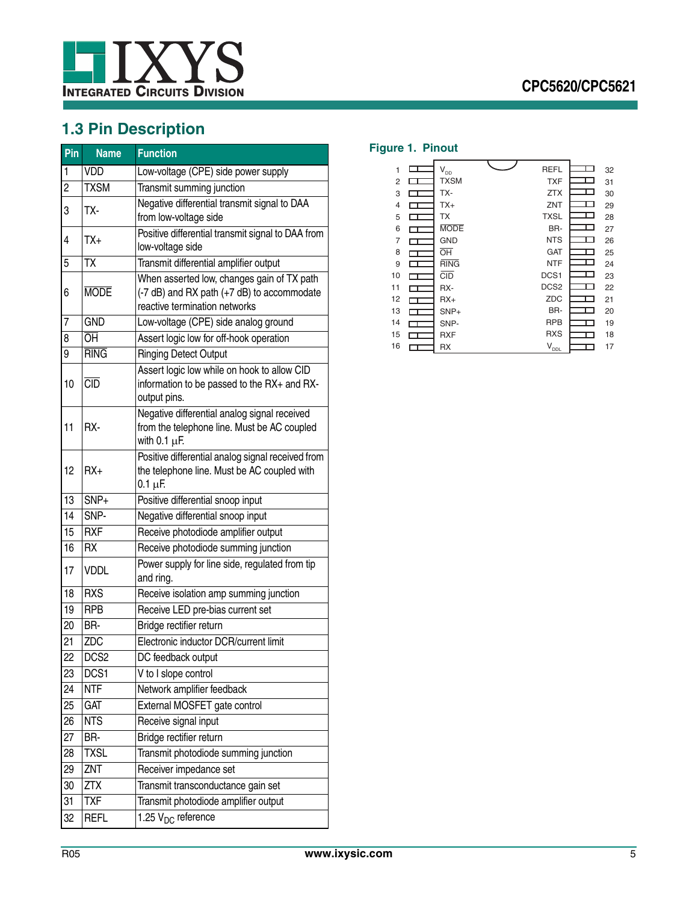## 1.3 Pin Description

| Pin | Name | Function |
|---|---|---|
| 1 | VDD | Low-voltage (CPE) side power supply |
| 2 | TXSM | Transmit summing junction |
| 3 | TX- | Negative differential transmit signal to DAA from low-voltage side |
| 4 | TX+ | Positive differential transmit signal to DAA from low-voltage side |
| 5 | TX | Transmit differential amplifier output |
| 6 | $\overline{\text{MODE}}$ | When asserted low, changes gain of TX path (-7 dB) and RX path (+7 dB) to accommodate reactive termination networks |
| 7 | GND | Low-voltage (CPE) side analog ground |
| 8 | $\overline{\text{OH}}$ | Assert logic low for off-hook operation |
| 9 | $\overline{\text{RING}}$ | Ringing Detect Output |
| 10 | $\overline{\text{CID}}$ | Assert logic low while on hook to allow CID information to be passed to the RX+ and RX- output pins. |
| 11 | RX- | Negative differential analog signal received from the telephone line. Must be AC coupled with 0.1 μF. |
| 12 | RX+ | Positive differential analog signal received from the telephone line. Must be AC coupled with 0.1 μF. |
| 13 | SNP+ | Positive differential snoop input |
| 14 | SNP- | Negative differential snoop input |
| 15 | RXF | Receive photodiode amplifier output |
| 16 | RX | Receive photodiode summing junction |
| 17 | VDDL | Power supply for line side, regulated from tip and ring. |
| 18 | RXS | Receive isolation amp summing junction |
| 19 | RPB | Receive LED pre-bias current set |
| 20 | BR- | Bridge rectifier return |
| 21 | ZDC | Electronic inductor DCR/current limit |
| 22 | DCS2 | DC feedback output |
| 23 | DCS1 | V to I slope control |
| 24 | NTF | Network amplifier feedback |
| 25 | GAT | External MOSFET gate control |
| 26 | NTS | Receive signal input |
| 27 | BR- | Bridge rectifier return |
| 28 | TXSL | Transmit photodiode summing junction |
| 29 | ZNT | Receiver impedance set |
| 30 | ZTX | Transmit transconductance gain set |
| 31 | TXF | Transmit photodiode amplifier output |
| 32 | REFL | 1.25 $V_{DC}$ reference |

**Figure 1. Pinout**

| Pin | Name | Name | Pin |
|---|---|---|---|
| 1 | $V_{DD}$ | REFL | 32 |
| 2 | TXSM | TXF | 31 |
| 3 | TX- | ZTX | 30 |
| 4 | TX+ | ZNT | 29 |
| 5 | TX | TXSL | 28 |
| 6 | $\overline{\text{MODE}}$ | BR- | 27 |
| 7 | GND | NTS | 26 |
| 8 | $\overline{\text{OH}}$ | GAT | 25 |
| 9 | $\overline{\text{RING}}$ | NTF | 24 |
| 10 | $\overline{\text{CID}}$ | DCS1 | 23 |
| 11 | RX- | DCS2 | 22 |
| 12 | RX+ | ZDC | 21 |
| 13 | SNP+ | BR- | 20 |
| 14 | SNP- | RPB | 19 |
| 15 | RXF | RXS | 18 |
| 16 | RX | $V_{DDL}$ | 17 |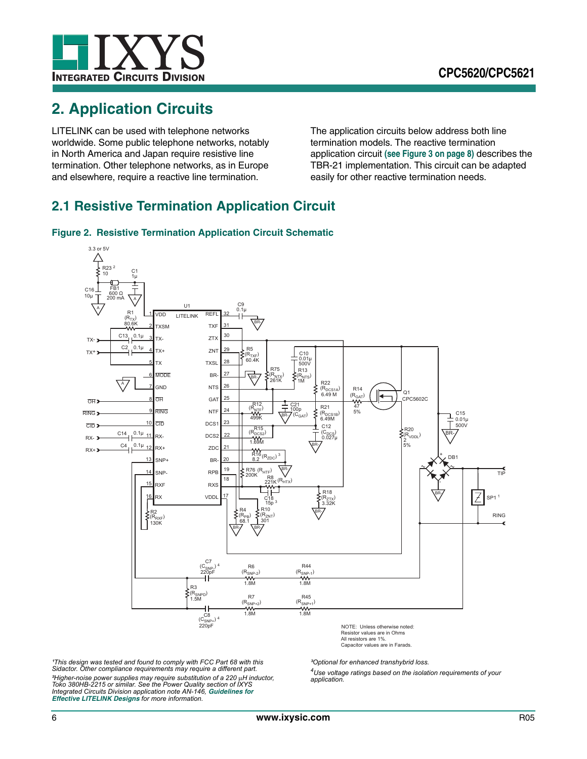# 2. Application Circuits

LITELINK can be used with telephone networks worldwide. Some public telephone networks, notably in North America and Japan require resistive line termination. Other telephone networks, as in Europe and elsewhere, require a reactive line termination.

The application circuits below address both line termination models. The reactive termination application circuit **(see Figure 3 on page 8)** describes the TBR-21 implementation. This circuit can be adapted easily for other reactive termination needs.

## 2.1 Resistive Termination Application Circuit

**Figure 2. Resistive Termination Application Circuit Schematic**

NOTE: Unless otherwise noted:
Resistor values are in Ohms
All resistors are 1%.
Capacitor values are in Farads.

*[1]This design was tested and found to comply with FCC Part 68 with this Sidactor. Other compliance requirements may require a different part.*

*[2]Higher-noise power supplies may require substitution of a 220 μH inductor, Toko 380HB-2215 or similar. See the Power Quality section of IXYS Integrated Circuits Division application note AN-146, **Guidelines for Effective LITELINK Designs** for more information.*

*[3]Optional for enhanced transhybrid loss.*

*[4]Use voltage ratings based on the isolation requirements of your application.*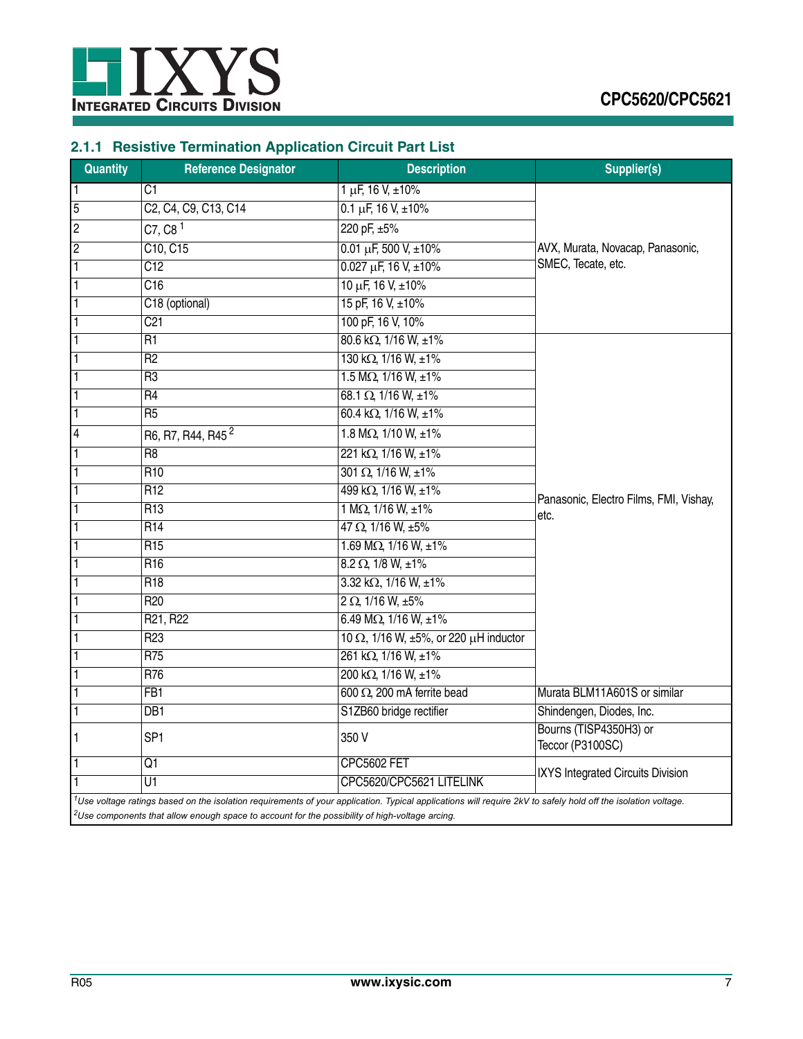### 2.1.1 Resistive Termination Application Circuit Part List

| Quantity | Reference Designator | Description | Supplier(s) |
|---|---|---|---|
| 1 | C1 | 1 μF, 16 V, ±10% | AVX, Murata, Novacap, Panasonic, SMEC, Tecate, etc. |
| 5 | C2, C4, C9, C13, C14 | 0.1 μF, 16 V, ±10% | |
| 2 | C7, C8 [1] | 220 pF, ±5% | |
| 2 | C10, C15 | 0.01 μF, 500 V, ±10% | |
| 1 | C12 | 0.027 μF, 16 V, ±10% | |
| 1 | C16 | 10 μF, 16 V, ±10% | |
| 1 | C18 (optional) | 15 pF, 16 V, ±10% | |
| 1 | C21 | 100 pF, 16 V, 10% | |
| 1 | R1 | 80.6 kΩ, 1/16 W, ±1% | Panasonic, Electro Films, FMI, Vishay, etc. |
| 1 | R2 | 130 kΩ, 1/16 W, ±1% | |
| 1 | R3 | 1.5 MΩ, 1/16 W, ±1% | |
| 1 | R4 | 68.1 Ω, 1/16 W, ±1% | |
| 1 | R5 | 60.4 kΩ, 1/16 W, ±1% | |
| 4 | R6, R7, R44, R45 [2] | 1.8 MΩ, 1/10 W, ±1% | |
| 1 | R8 | 221 kΩ, 1/16 W, ±1% | |
| 1 | R10 | 301 Ω, 1/16 W, ±1% | |
| 1 | R12 | 499 kΩ, 1/16 W, ±1% | |
| 1 | R13 | 1 MΩ, 1/16 W, ±1% | |
| 1 | R14 | 47 Ω, 1/16 W, ±5% | |
| 1 | R15 | 1.69 MΩ, 1/16 W, ±1% | |
| 1 | R16 | 8.2 Ω, 1/8 W, ±1% | |
| 1 | R18 | 3.32 kΩ, 1/16 W, ±1% | |
| 1 | R20 | 2 Ω, 1/16 W, ±5% | |
| 1 | R21, R22 | 6.49 MΩ, 1/16 W, ±1% | |
| 1 | R23 | 10 Ω, 1/16 W, ±5%, or 220 μH inductor | |
| 1 | R75 | 261 kΩ, 1/16 W, ±1% | |
| 1 | R76 | 200 kΩ, 1/16 W, ±1% | |
| 1 | FB1 | 600 Ω, 200 mA ferrite bead | Murata BLM11A601S or similar |
| 1 | DB1 | S1ZB60 bridge rectifier | Shindengen, Diodes, Inc. |
| 1 | SP1 | 350 V | Bourns (TISP4350H3) or Teccor (P3100SC) |
| 1 | Q1 | CPC5602 FET | IXYS Integrated Circuits Division |
| 1 | U1 | CPC5620/CPC5621 LITELINK | |

*[1] Use voltage ratings based on the isolation requirements of your application. Typical applications will require 2kV to safely hold off the isolation voltage.*

*[2] Use components that allow enough space to account for the possibility of high-voltage arcing.*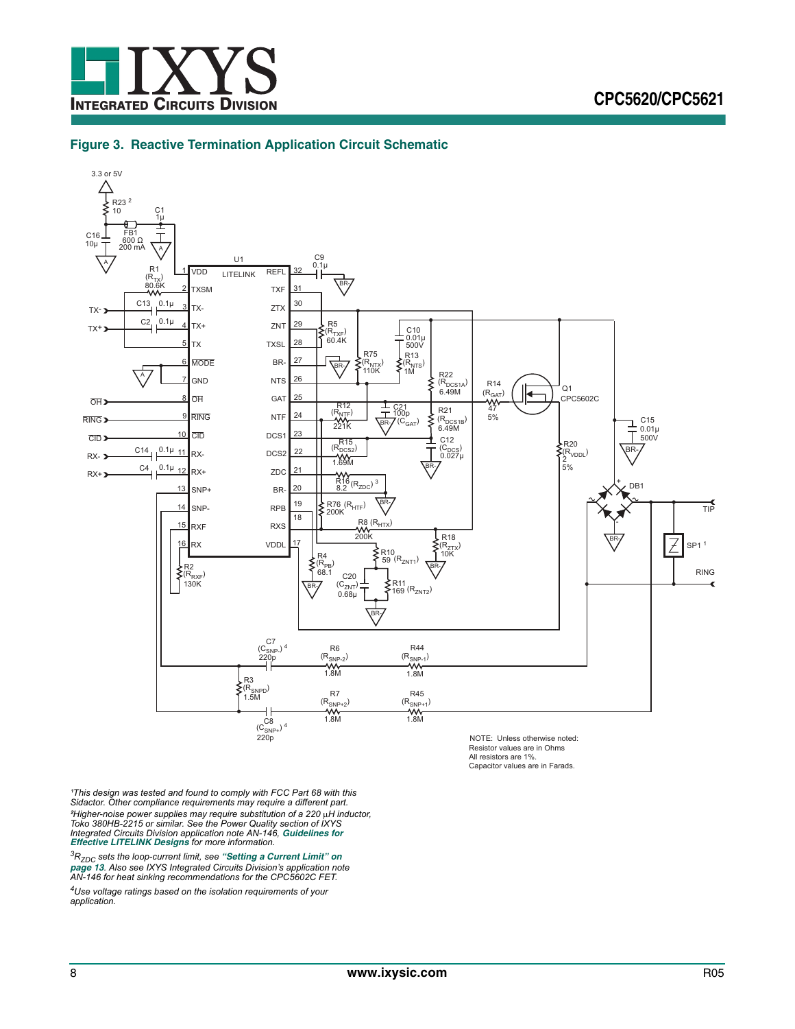## Figure 3. Reactive Termination Application Circuit Schematic

NOTE: Unless otherwise noted:
Resistor values are in Ohms
All resistors are 1%.
Capacitor values are in Farads.

*[1]This design was tested and found to comply with FCC Part 68 with this Sidactor. Other compliance requirements may require a different part.*

*[2]Higher-noise power supplies may require substitution of a 220 μH inductor, Toko 380HB-2215 or similar. See the Power Quality section of IXYS Integrated Circuits Division application note AN-146,* ***Guidelines for Effective LITELINK Designs*** *for more information.*

*[3]$R_{ZDC}$ sets the loop-current limit, see* ***"Setting a Current Limit" on page 13****. Also see IXYS Integrated Circuits Division's application note AN-146 for heat sinking recommendations for the CPC5602C FET.*

*[4]Use voltage ratings based on the isolation requirements of your application.*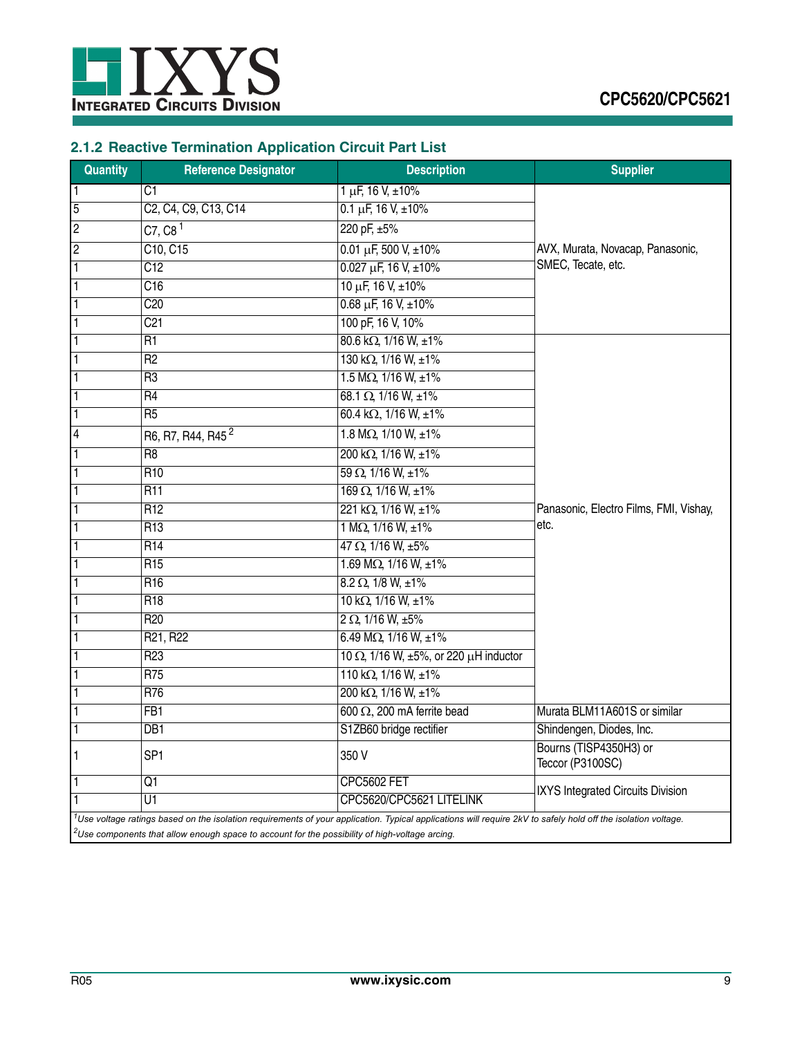### 2.1.2 Reactive Termination Application Circuit Part List

| Quantity | Reference Designator | Description | Supplier |
|---|---|---|---|
| 1 | C1 | 1 μF, 16 V, ±10% | AVX, Murata, Novacap, Panasonic, SMEC, Tecate, etc. |
| 5 | C2, C4, C9, C13, C14 | 0.1 μF, 16 V, ±10% | |
| 2 | C7, C8 [1] | 220 pF, ±5% | |
| 2 | C10, C15 | 0.01 μF, 500 V, ±10% | |
| 1 | C12 | 0.027 μF, 16 V, ±10% | |
| 1 | C16 | 10 μF, 16 V, ±10% | |
| 1 | C20 | 0.68 μF, 16 V, ±10% | |
| 1 | C21 | 100 pF, 16 V, 10% | |
| 1 | R1 | 80.6 kΩ, 1/16 W, ±1% | Panasonic, Electro Films, FMI, Vishay, etc. |
| 1 | R2 | 130 kΩ, 1/16 W, ±1% | |
| 1 | R3 | 1.5 MΩ, 1/16 W, ±1% | |
| 1 | R4 | 68.1 Ω, 1/16 W, ±1% | |
| 1 | R5 | 60.4 kΩ, 1/16 W, ±1% | |
| 4 | R6, R7, R44, R45 [2] | 1.8 MΩ, 1/10 W, ±1% | |
| 1 | R8 | 200 kΩ, 1/16 W, ±1% | |
| 1 | R10 | 59 Ω, 1/16 W, ±1% | |
| 1 | R11 | 169 Ω, 1/16 W, ±1% | |
| 1 | R12 | 221 kΩ, 1/16 W, ±1% | |
| 1 | R13 | 1 MΩ, 1/16 W, ±1% | |
| 1 | R14 | 47 Ω, 1/16 W, ±5% | |
| 1 | R15 | 1.69 MΩ, 1/16 W, ±1% | |
| 1 | R16 | 8.2 Ω, 1/8 W, ±1% | |
| 1 | R18 | 10 kΩ, 1/16 W, ±1% | |
| 1 | R20 | 2 Ω, 1/16 W, ±5% | |
| 1 | R21, R22 | 6.49 MΩ, 1/16 W, ±1% | |
| 1 | R23 | 10 Ω, 1/16 W, ±5%, or 220 μH inductor | |
| 1 | R75 | 110 kΩ, 1/16 W, ±1% | |
| 1 | R76 | 200 kΩ, 1/16 W, ±1% | |
| 1 | FB1 | 600 Ω, 200 mA ferrite bead | Murata BLM11A601S or similar |
| 1 | DB1 | S1ZB60 bridge rectifier | Shindengen, Diodes, Inc. |
| 1 | SP1 | 350 V | Bourns (TISP4350H3) or Teccor (P3100SC) |
| 1 | Q1 | CPC5602 FET | IXYS Integrated Circuits Division |
| 1 | U1 | CPC5620/CPC5621 LITELINK | |

*[1] Use voltage ratings based on the isolation requirements of your application. Typical applications will require 2kV to safely hold off the isolation voltage.*

*[2] Use components that allow enough space to account for the possibility of high-voltage arcing.*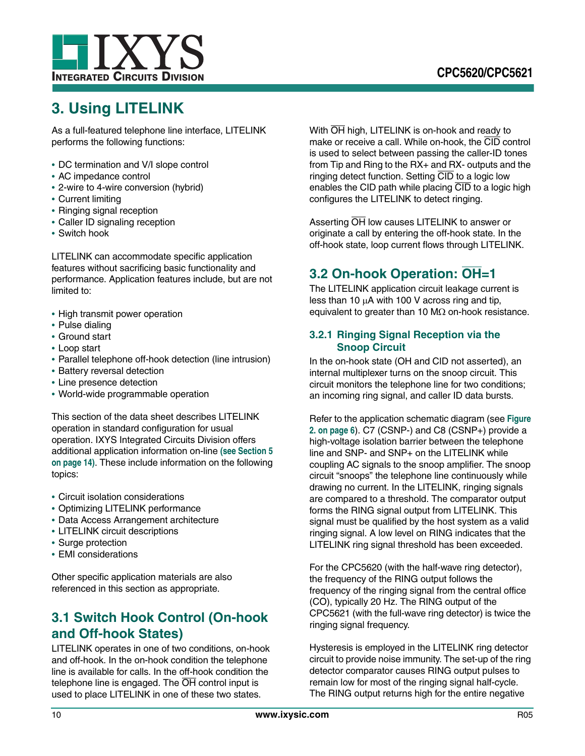# 3. Using LITELINK

As a full-featured telephone line interface, LITELINK performs the following functions:

- DC termination and V/I slope control
- AC impedance control
- 2-wire to 4-wire conversion (hybrid)
- Current limiting
- Ringing signal reception
- Caller ID signaling reception
- Switch hook

LITELINK can accommodate specific application features without sacrificing basic functionality and performance. Application features include, but are not limited to:

- High transmit power operation
- Pulse dialing
- Ground start
- Loop start
- Parallel telephone off-hook detection (line intrusion)
- Battery reversal detection
- Line presence detection
- World-wide programmable operation

This section of the data sheet describes LITELINK operation in standard configuration for usual operation. IXYS Integrated Circuits Division offers additional application information on-line **(see Section 5 on page 14)**. These include information on the following topics:

- Circuit isolation considerations
- Optimizing LITELINK performance
- Data Access Arrangement architecture
- LITELINK circuit descriptions
- Surge protection
- EMI considerations

Other specific application materials are also referenced in this section as appropriate.

## 3.1 Switch Hook Control (On-hook and Off-hook States)

LITELINK operates in one of two conditions, on-hook and off-hook. In the on-hook condition the telephone line is available for calls. In the off-hook condition the telephone line is engaged. The $\overline{OH}$ control input is used to place LITELINK in one of these two states.

With $\overline{OH}$ high, LITELINK is on-hook and ready to make or receive a call. While on-hook, the $\overline{CID}$ control is used to select between passing the caller-ID tones from Tip and Ring to the RX+ and RX- outputs and the ringing detect function. Setting $\overline{CID}$ to a logic low enables the CID path while placing $\overline{CID}$ to a logic high configures the LITELINK to detect ringing.

Asserting $\overline{OH}$ low causes LITELINK to answer or originate a call by entering the off-hook state. In the off-hook state, loop current flows through LITELINK.

## 3.2 On-hook Operation: $\overline{OH}$=1

The LITELINK application circuit leakage current is less than 10 μA with 100 V across ring and tip, equivalent to greater than 10 MΩ on-hook resistance.

### 3.2.1 Ringing Signal Reception via the Snoop Circuit

In the on-hook state (OH and CID not asserted), an internal multiplexer turns on the snoop circuit. This circuit monitors the telephone line for two conditions; an incoming ring signal, and caller ID data bursts.

Refer to the application schematic diagram (see **Figure 2. on page 6**). C7 (CSNP-) and C8 (CSNP+) provide a high-voltage isolation barrier between the telephone line and SNP- and SNP+ on the LITELINK while coupling AC signals to the snoop amplifier. The snoop circuit "snoops" the telephone line continuously while drawing no current. In the LITELINK, ringing signals are compared to a threshold. The comparator output forms the RING signal output from LITELINK. This signal must be qualified by the host system as a valid ringing signal. A low level on RING indicates that the LITELINK ring signal threshold has been exceeded.

For the CPC5620 (with the half-wave ring detector), the frequency of the RING output follows the frequency of the ringing signal from the central office (CO), typically 20 Hz. The RING output of the CPC5621 (with the full-wave ring detector) is twice the ringing signal frequency.

Hysteresis is employed in the LITELINK ring detector circuit to provide noise immunity. The set-up of the ring detector comparator causes RING output pulses to remain low for most of the ringing signal half-cycle. The RING output returns high for the entire negative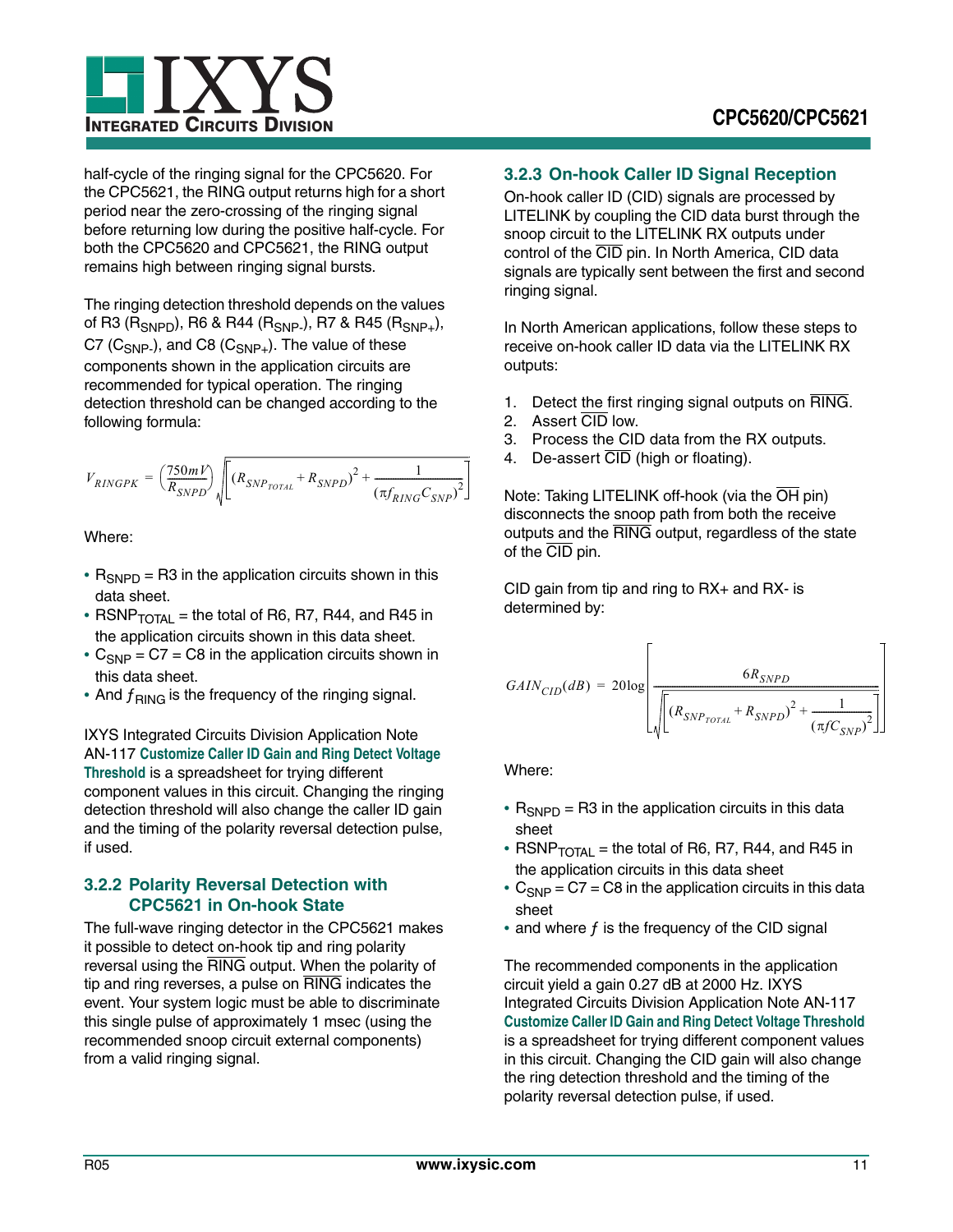half-cycle of the ringing signal for the CPC5620. For the CPC5621, the RING output returns high for a short period near the zero-crossing of the ringing signal before returning low during the positive half-cycle. For both the CPC5620 and CPC5621, the RING output remains high between ringing signal bursts.

The ringing detection threshold depends on the values of R3 ($R_{SNPD}$), R6 & R44 ($R_{SNP-}$), R7 & R45 ($R_{SNP+}$), C7 ($C_{SNP-}$), and C8 ($C_{SNP+}$). The value of these components shown in the application circuits are recommended for typical operation. The ringing detection threshold can be changed according to the following formula:

$$V_{RINGPK} = \left(\frac{750mV}{R_{SNPD}}\right)\sqrt{\left[(R_{SNP_{TOTAL}} + R_{SNPD})^2 + \frac{1}{(\pi f_{RING} C_{SNP})^2}\right]}$$

Where:

- $R_{SNPD}$ = R3 in the application circuits shown in this data sheet.
- $RSNP_{TOTAL}$ = the total of R6, R7, R44, and R45 in the application circuits shown in this data sheet.
- $C_{SNP}$ = C7 = C8 in the application circuits shown in this data sheet.
- And $f_{RING}$ is the frequency of the ringing signal.

IXYS Integrated Circuits Division Application Note AN-117 **Customize Caller ID Gain and Ring Detect Voltage Threshold** is a spreadsheet for trying different component values in this circuit. Changing the ringing detection threshold will also change the caller ID gain and the timing of the polarity reversal detection pulse, if used.

### 3.2.2 Polarity Reversal Detection with CPC5621 in On-hook State

The full-wave ringing detector in the CPC5621 makes it possible to detect on-hook tip and ring polarity reversal using the RING output. When the polarity of tip and ring reverses, a pulse on RING indicates the event. Your system logic must be able to discriminate this single pulse of approximately 1 msec (using the recommended snoop circuit external components) from a valid ringing signal.

### 3.2.3 On-hook Caller ID Signal Reception

On-hook caller ID (CID) signals are processed by LITELINK by coupling the CID data burst through the snoop circuit to the LITELINK RX outputs under control of the CID pin. In North America, CID data signals are typically sent between the first and second ringing signal.

In North American applications, follow these steps to receive on-hook caller ID data via the LITELINK RX outputs:

1. Detect the first ringing signal outputs on RING.
2. Assert CID low.
3. Process the CID data from the RX outputs.
4. De-assert CID (high or floating).

Note: Taking LITELINK off-hook (via the OH pin) disconnects the snoop path from both the receive outputs and the RING output, regardless of the state of the CID pin.

CID gain from tip and ring to RX+ and RX- is determined by:

$$GAIN_{CID}(dB) = 20\log\left[\frac{6R_{SNPD}}{\sqrt{\left[(R_{SNP_{TOTAL}} + R_{SNPD})^2 + \frac{1}{(\pi f C_{SNP})^2}\right]}}\right]$$

Where:

- $R_{SNPD}$ = R3 in the application circuits in this data sheet
- $RSNP_{TOTAL}$ = the total of R6, R7, R44, and R45 in the application circuits in this data sheet
- $C_{SNP}$ = C7 = C8 in the application circuits in this data sheet
- and where $f$ is the frequency of the CID signal

The recommended components in the application circuit yield a gain 0.27 dB at 2000 Hz. IXYS Integrated Circuits Division Application Note AN-117 **Customize Caller ID Gain and Ring Detect Voltage Threshold** is a spreadsheet for trying different component values in this circuit. Changing the CID gain will also change the ring detection threshold and the timing of the polarity reversal detection pulse, if used.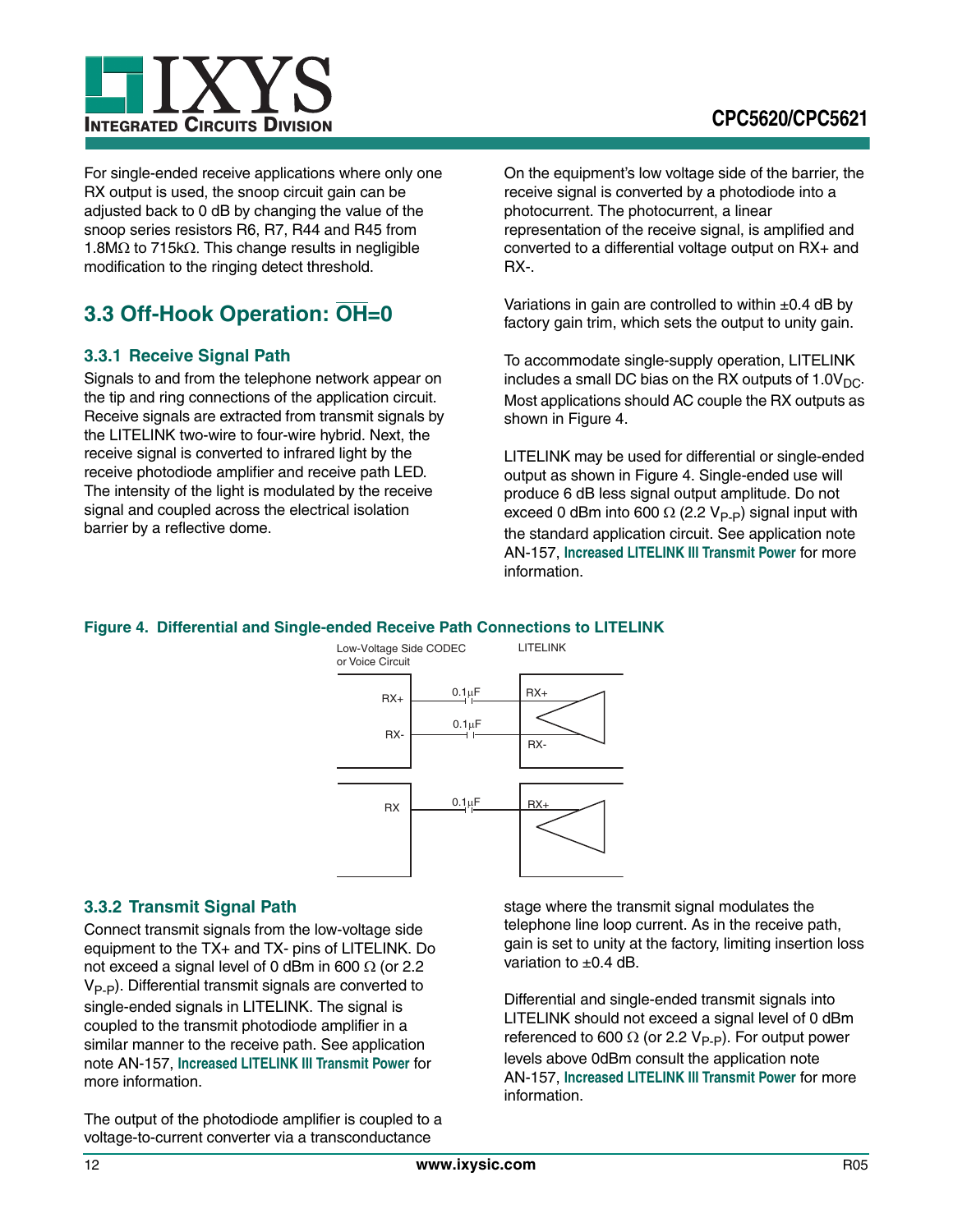For single-ended receive applications where only one RX output is used, the snoop circuit gain can be adjusted back to 0 dB by changing the value of the snoop series resistors R6, R7, R44 and R45 from 1.8MΩ to 715kΩ. This change results in negligible modification to the ringing detect threshold.

## 3.3 Off-Hook Operation: $\overline{OH}$=0

### 3.3.1 Receive Signal Path

Signals to and from the telephone network appear on the tip and ring connections of the application circuit. Receive signals are extracted from transmit signals by the LITELINK two-wire to four-wire hybrid. Next, the receive signal is converted to infrared light by the receive photodiode amplifier and receive path LED. The intensity of the light is modulated by the receive signal and coupled across the electrical isolation barrier by a reflective dome.

On the equipment's low voltage side of the barrier, the receive signal is converted by a photodiode into a photocurrent. The photocurrent, a linear representation of the receive signal, is amplified and converted to a differential voltage output on RX+ and RX-.

Variations in gain are controlled to within ±0.4 dB by factory gain trim, which sets the output to unity gain.

To accommodate single-supply operation, LITELINK includes a small DC bias on the RX outputs of $1.0V_{DC}$. Most applications should AC couple the RX outputs as shown in Figure 4.

LITELINK may be used for differential or single-ended output as shown in Figure 4. Single-ended use will produce 6 dB less signal output amplitude. Do not exceed 0 dBm into 600 Ω (2.2 $V_{P-P}$) signal input with the standard application circuit. See application note AN-157, **Increased LITELINK III Transmit Power** for more information.

**Figure 4. Differential and Single-ended Receive Path Connections to LITELINK**

### 3.3.2 Transmit Signal Path

Connect transmit signals from the low-voltage side equipment to the TX+ and TX- pins of LITELINK. Do not exceed a signal level of 0 dBm in 600 Ω (or 2.2 $V_{P-P}$). Differential transmit signals are converted to single-ended signals in LITELINK. The signal is coupled to the transmit photodiode amplifier in a similar manner to the receive path. See application note AN-157, **Increased LITELINK III Transmit Power** for more information.

The output of the photodiode amplifier is coupled to a voltage-to-current converter via a transconductance stage where the transmit signal modulates the telephone line loop current. As in the receive path, gain is set to unity at the factory, limiting insertion loss variation to ±0.4 dB.

Differential and single-ended transmit signals into LITELINK should not exceed a signal level of 0 dBm referenced to 600 Ω (or 2.2 $V_{P-P}$). For output power levels above 0dBm consult the application note AN-157, **Increased LITELINK III Transmit Power** for more information.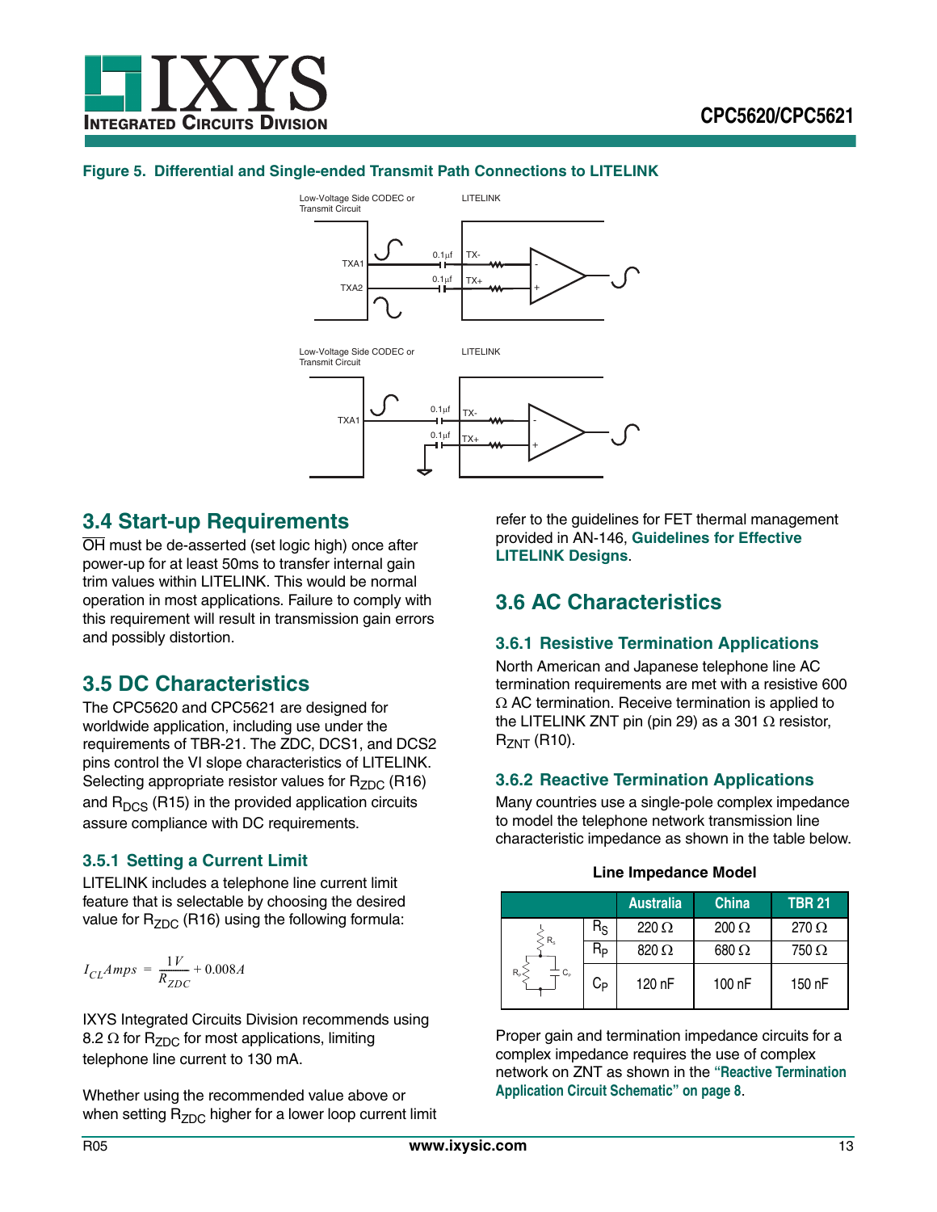**Figure 5. Differential and Single-ended Transmit Path Connections to LITELINK**

## 3.4 Start-up Requirements

$\overline{OH}$ must be de-asserted (set logic high) once after power-up for at least 50ms to transfer internal gain trim values within LITELINK. This would be normal operation in most applications. Failure to comply with this requirement will result in transmission gain errors and possibly distortion.

## 3.5 DC Characteristics

The CPC5620 and CPC5621 are designed for worldwide application, including use under the requirements of TBR-21. The ZDC, DCS1, and DCS2 pins control the VI slope characteristics of LITELINK. Selecting appropriate resistor values for $R_{ZDC}$ (R16) and $R_{DCS}$ (R15) in the provided application circuits assure compliance with DC requirements.

### 3.5.1 Setting a Current Limit

LITELINK includes a telephone line current limit feature that is selectable by choosing the desired value for $R_{ZDC}$ (R16) using the following formula:

$$I_{CL}Amps = \frac{1V}{R_{ZDC}} + 0.008A$$

IXYS Integrated Circuits Division recommends using 8.2 Ω for $R_{ZDC}$ for most applications, limiting telephone line current to 130 mA.

Whether using the recommended value above or when setting $R_{ZDC}$ higher for a lower loop current limit refer to the guidelines for FET thermal management provided in AN-146, **Guidelines for Effective LITELINK Designs**.

## 3.6 AC Characteristics

### 3.6.1 Resistive Termination Applications

North American and Japanese telephone line AC termination requirements are met with a resistive 600 Ω AC termination. Receive termination is applied to the LITELINK ZNT pin (pin 29) as a 301 Ω resistor, $R_{ZNT}$ (R10).

### 3.6.2 Reactive Termination Applications

Many countries use a single-pole complex impedance to model the telephone network transmission line characteristic impedance as shown in the table below.

**Line Impedance Model**

| | | Australia | China | TBR 21 |
|---|---|---|---|---|
| | $R_S$ | 220 Ω | 200 Ω | 270 Ω |
| | $R_P$ | 820 Ω | 680 Ω | 750 Ω |
| | $C_P$ | 120 nF | 100 nF | 150 nF |

Proper gain and termination impedance circuits for a complex impedance requires the use of complex network on ZNT as shown in the **"Reactive Termination Application Circuit Schematic" on page 8**.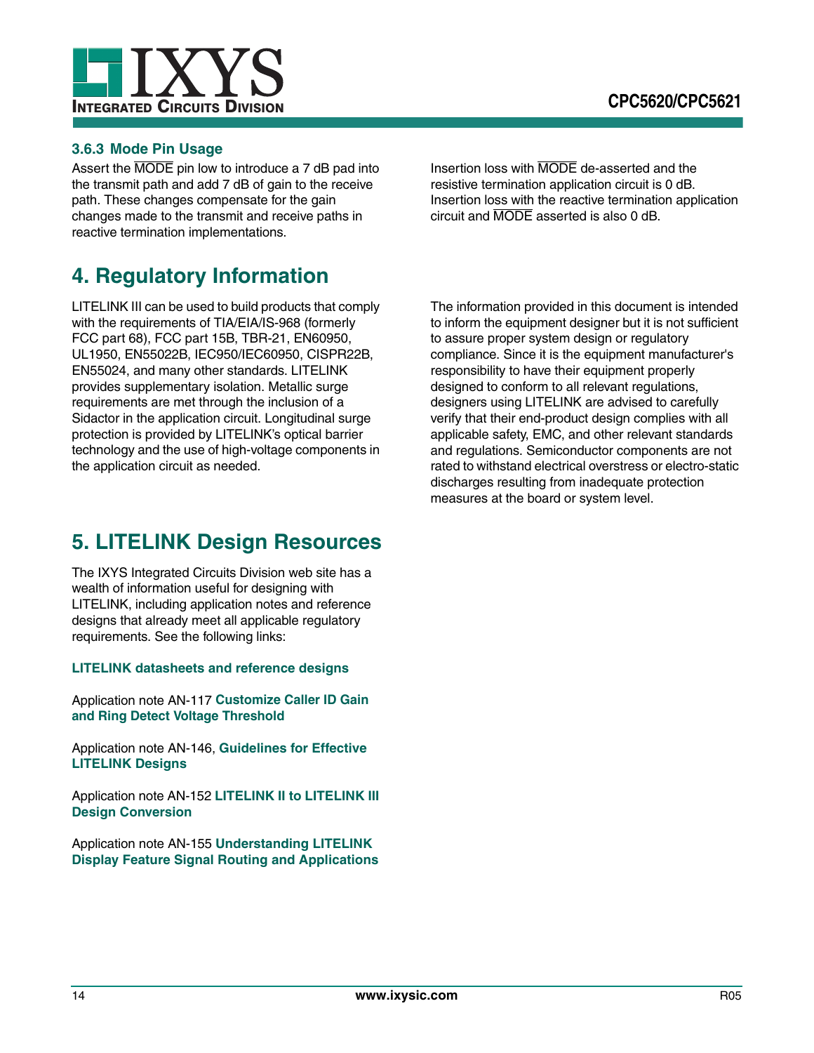### 3.6.3 Mode Pin Usage

Assert the $\overline{\text{MODE}}$ pin low to introduce a 7 dB pad into the transmit path and add 7 dB of gain to the receive path. These changes compensate for the gain changes made to the transmit and receive paths in reactive termination implementations.

Insertion loss with $\overline{\text{MODE}}$ de-asserted and the resistive termination application circuit is 0 dB. Insertion loss with the reactive termination application circuit and $\overline{\text{MODE}}$ asserted is also 0 dB.

# 4. Regulatory Information

LITELINK III can be used to build products that comply with the requirements of TIA/EIA/IS-968 (formerly FCC part 68), FCC part 15B, TBR-21, EN60950, UL1950, EN55022B, IEC950/IEC60950, CISPR22B, EN55024, and many other standards. LITELINK provides supplementary isolation. Metallic surge requirements are met through the inclusion of a Sidactor in the application circuit. Longitudinal surge protection is provided by LITELINK's optical barrier technology and the use of high-voltage components in the application circuit as needed.

The information provided in this document is intended to inform the equipment designer but it is not sufficient to assure proper system design or regulatory compliance. Since it is the equipment manufacturer's responsibility to have their equipment properly designed to conform to all relevant regulations, designers using LITELINK are advised to carefully verify that their end-product design complies with all applicable safety, EMC, and other relevant standards and regulations. Semiconductor components are not rated to withstand electrical overstress or electro-static discharges resulting from inadequate protection measures at the board or system level.

# 5. LITELINK Design Resources

The IXYS Integrated Circuits Division web site has a wealth of information useful for designing with LITELINK, including application notes and reference designs that already meet all applicable regulatory requirements. See the following links:

**LITELINK datasheets and reference designs**

Application note AN-117 **Customize Caller ID Gain and Ring Detect Voltage Threshold**

Application note AN-146, **Guidelines for Effective LITELINK Designs**

Application note AN-152 **LITELINK II to LITELINK III Design Conversion**

Application note AN-155 **Understanding LITELINK Display Feature Signal Routing and Applications**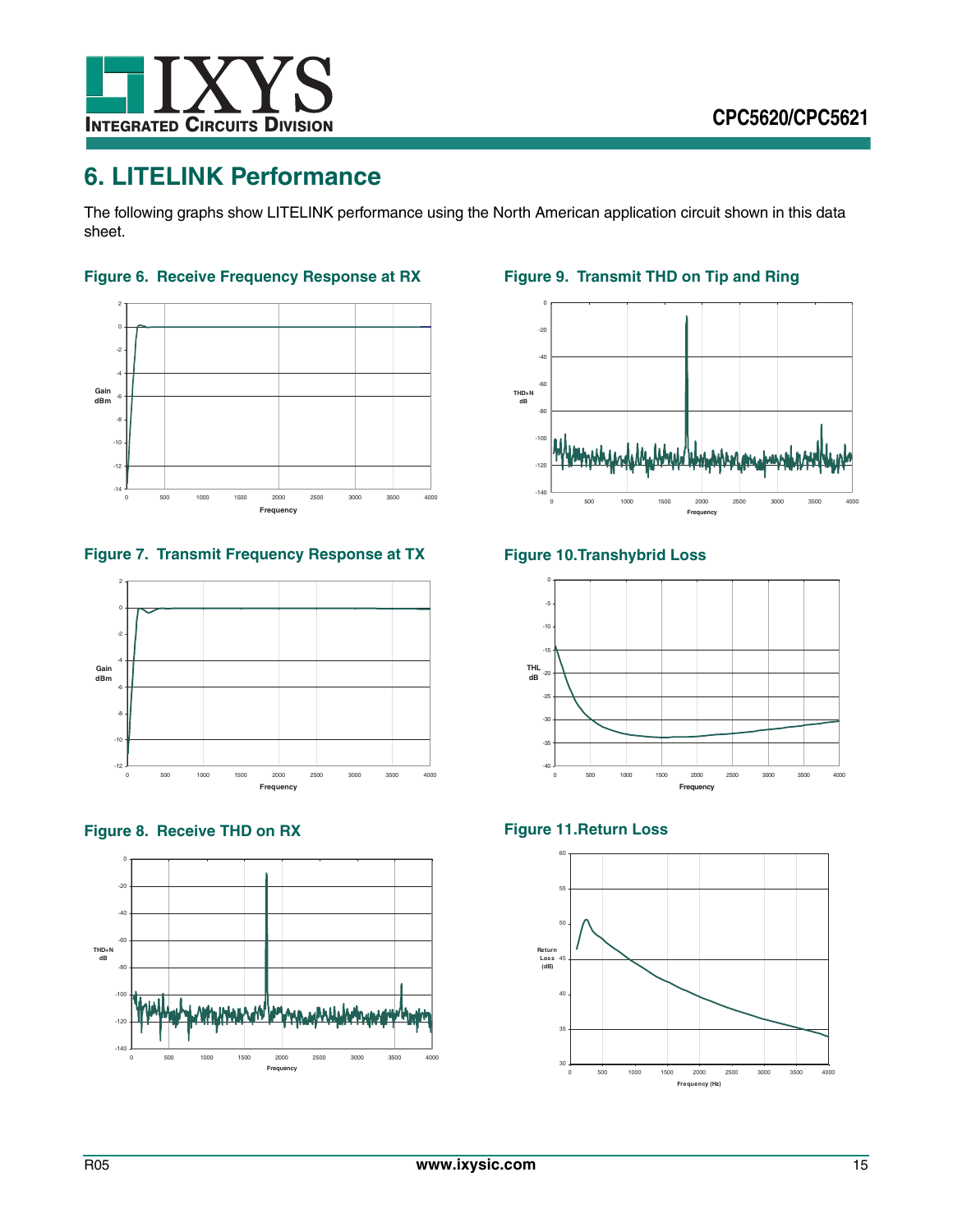# 6. LITELINK Performance

The following graphs show LITELINK performance using the North American application circuit shown in this data sheet.

**Figure 6. Receive Frequency Response at RX**

**Figure 7. Transmit Frequency Response at TX**

**Figure 8. Receive THD on RX**

**Figure 9. Transmit THD on Tip and Ring**

**Figure 10. Transhybrid Loss**

**Figure 11. Return Loss**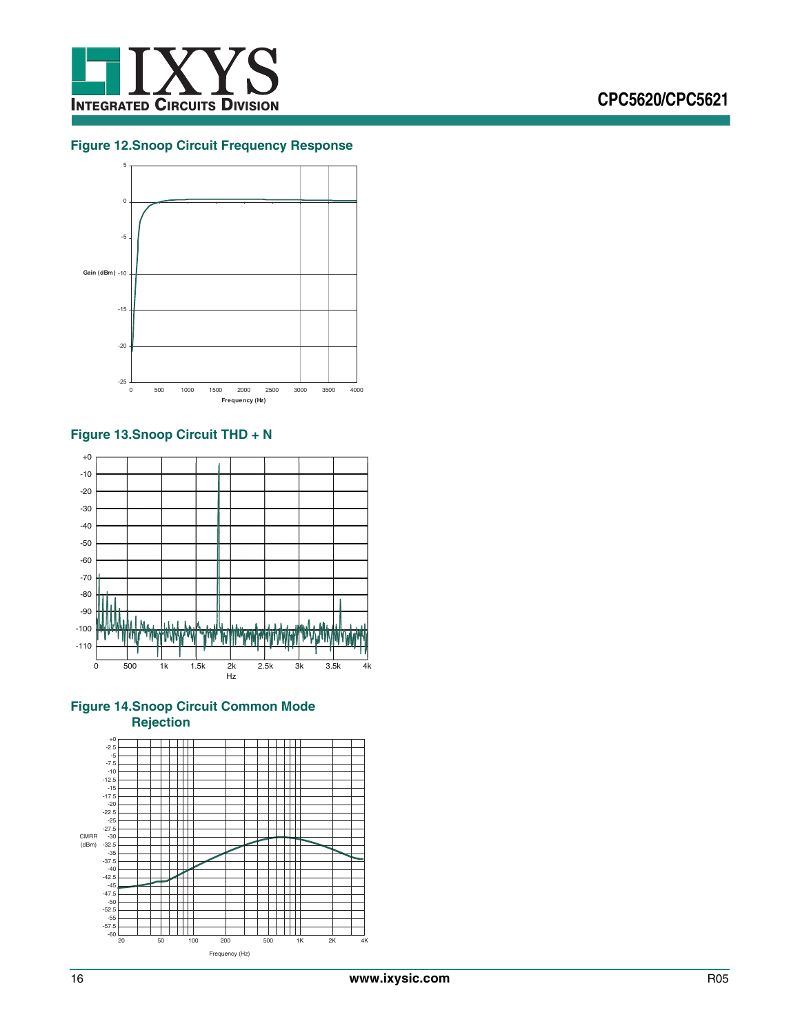## Figure 12.Snoop Circuit Frequency Response

## Figure 13.Snoop Circuit THD + N

## Figure 14.Snoop Circuit Common Mode Rejection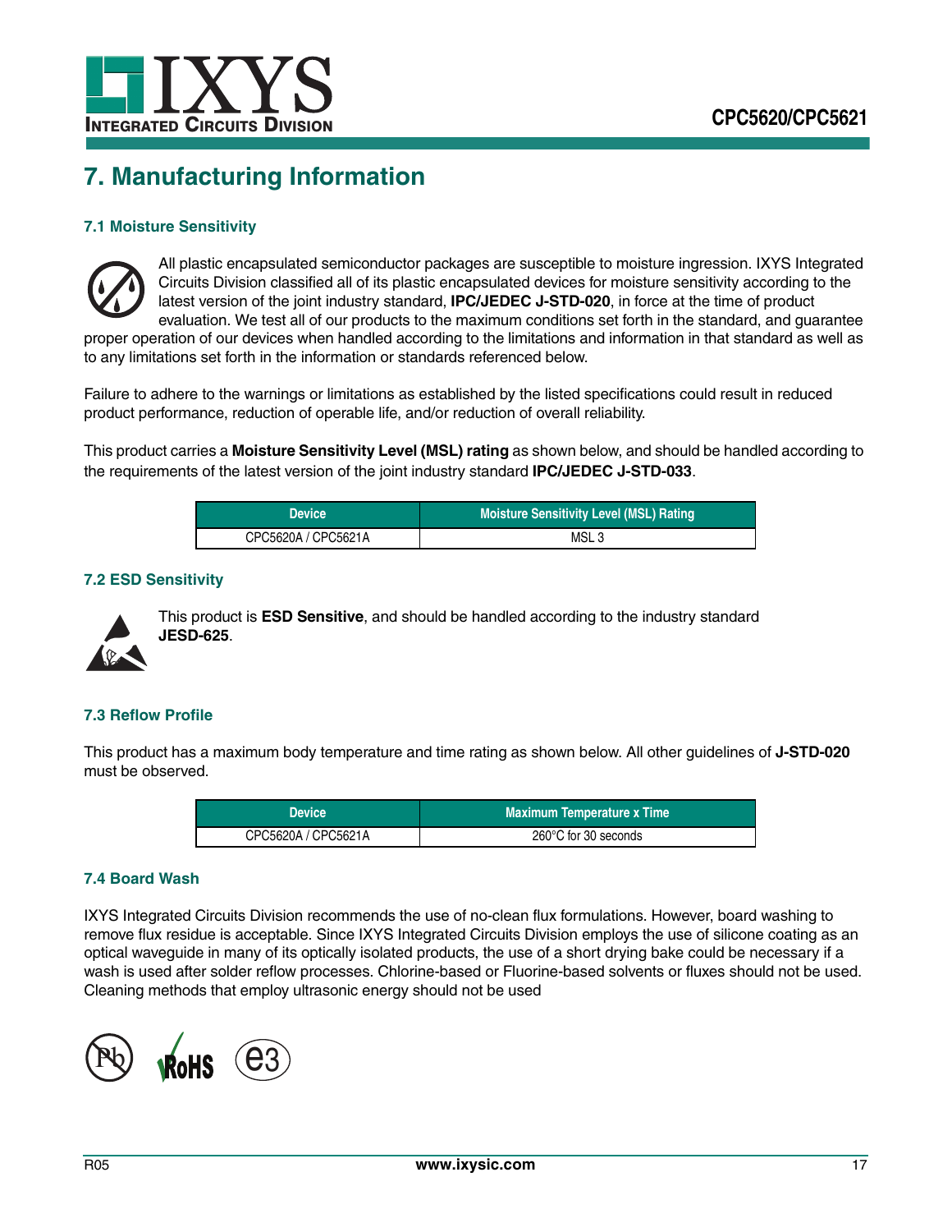## 7. Manufacturing Information

### 7.1 Moisture Sensitivity

All plastic encapsulated semiconductor packages are susceptible to moisture ingression. IXYS Integrated Circuits Division classified all of its plastic encapsulated devices for moisture sensitivity according to the latest version of the joint industry standard, **IPC/JEDEC J-STD-020**, in force at the time of product evaluation. We test all of our products to the maximum conditions set forth in the standard, and guarantee proper operation of our devices when handled according to the limitations and information in that standard as well as to any limitations set forth in the information or standards referenced below.

Failure to adhere to the warnings or limitations as established by the listed specifications could result in reduced product performance, reduction of operable life, and/or reduction of overall reliability.

This product carries a **Moisture Sensitivity Level (MSL) rating** as shown below, and should be handled according to the requirements of the latest version of the joint industry standard **IPC/JEDEC J-STD-033**.

| Device | Moisture Sensitivity Level (MSL) Rating |
|---|---|
| CPC5620A / CPC5621A | MSL 3 |

### 7.2 ESD Sensitivity

This product is **ESD Sensitive**, and should be handled according to the industry standard **JESD-625**.

### 7.3 Reflow Profile

This product has a maximum body temperature and time rating as shown below. All other guidelines of **J-STD-020** must be observed.

| Device | Maximum Temperature x Time |
|---|---|
| CPC5620A / CPC5621A | 260°C for 30 seconds |

### 7.4 Board Wash

IXYS Integrated Circuits Division recommends the use of no-clean flux formulations. However, board washing to remove flux residue is acceptable. Since IXYS Integrated Circuits Division employs the use of silicone coating as an optical waveguide in many of its optically isolated products, the use of a short drying bake could be necessary if a wash is used after solder reflow processes. Chlorine-based or Fluorine-based solvents or fluxes should not be used. Cleaning methods that employ ultrasonic energy should not be used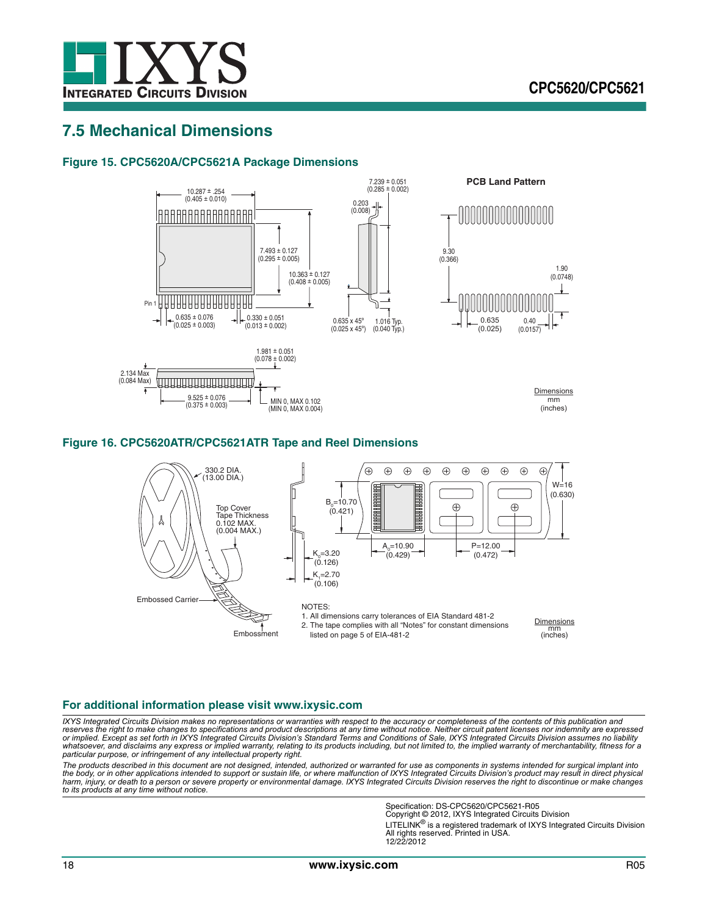## 7.5 Mechanical Dimensions

### Figure 15. CPC5620A/CPC5621A Package Dimensions

10.287 ± .254
(0.405 ± 0.010)

7.239 ± 0.051
(0.285 ± 0.002)

0.203
(0.008)

**PCB Land Pattern**

7.493 ± 0.127
(0.295 ± 0.005)

10.363 ± 0.127
(0.408 ± 0.005)

9.30
(0.366)

1.90
(0.0748)

Pin 1

0.635 ± 0.076
(0.025 ± 0.003)

0.330 ± 0.051
(0.013 ± 0.002)

0.635 x 45°
(0.025 x 45°)

1.016 Typ.
(0.040 Typ.)

0.635
(0.025)

0.40
(0.0157)

1.981 ± 0.051
(0.078 ± 0.002)

2.134 Max
(0.084 Max)

9.525 ± 0.076
(0.375 ± 0.003)

MIN 0, MAX 0.102
(MIN 0, MAX 0.004)

Dimensions
mm
(inches)

### Figure 16. CPC5620ATR/CPC5621ATR Tape and Reel Dimensions

330.2 DIA.
(13.00 DIA.)

Top Cover
Tape Thickness
0.102 MAX.
(0.004 MAX.)

$B_0$=10.70
(0.421)

W=16
(0.630)

$K_0$=3.20
(0.126)

$K_1$=2.70
(0.106)

$A_0$=10.90
(0.429)

P=12.00
(0.472)

Embossed Carrier

Embossment

NOTES:
1. All dimensions carry tolerances of EIA Standard 481-2
2. The tape complies with all "Notes" for constant dimensions listed on page 5 of EIA-481-2

Dimensions
mm
(inches)

### For additional information please visit www.ixysic.com

*IXYS Integrated Circuits Division makes no representations or warranties with respect to the accuracy or completeness of the contents of this publication and reserves the right to make changes to specifications and product descriptions at any time without notice. Neither circuit patent licenses nor indemnity are expressed or implied. Except as set forth in IXYS Integrated Circuits Division's Standard Terms and Conditions of Sale, IXYS Integrated Circuits Division assumes no liability whatsoever, and disclaims any express or implied warranty, relating to its products including, but not limited to, the implied warranty of merchantability, fitness for a particular purpose, or infringement of any intellectual property right.*

*The products described in this document are not designed, intended, authorized or warranted for use as components in systems intended for surgical implant into the body, or in other applications intended to support or sustain life, or where malfunction of IXYS Integrated Circuits Division's product may result in direct physical harm, injury, or death to a person or severe property or environmental damage. IXYS Integrated Circuits Division reserves the right to discontinue or make changes to its products at any time without notice.*

Specification: DS-CPC5620/CPC5621-R05
Copyright © 2012, IXYS Integrated Circuits Division
LITELINK® is a registered trademark of IXYS Integrated Circuits Division
All rights reserved. Printed in USA.
12/22/2012